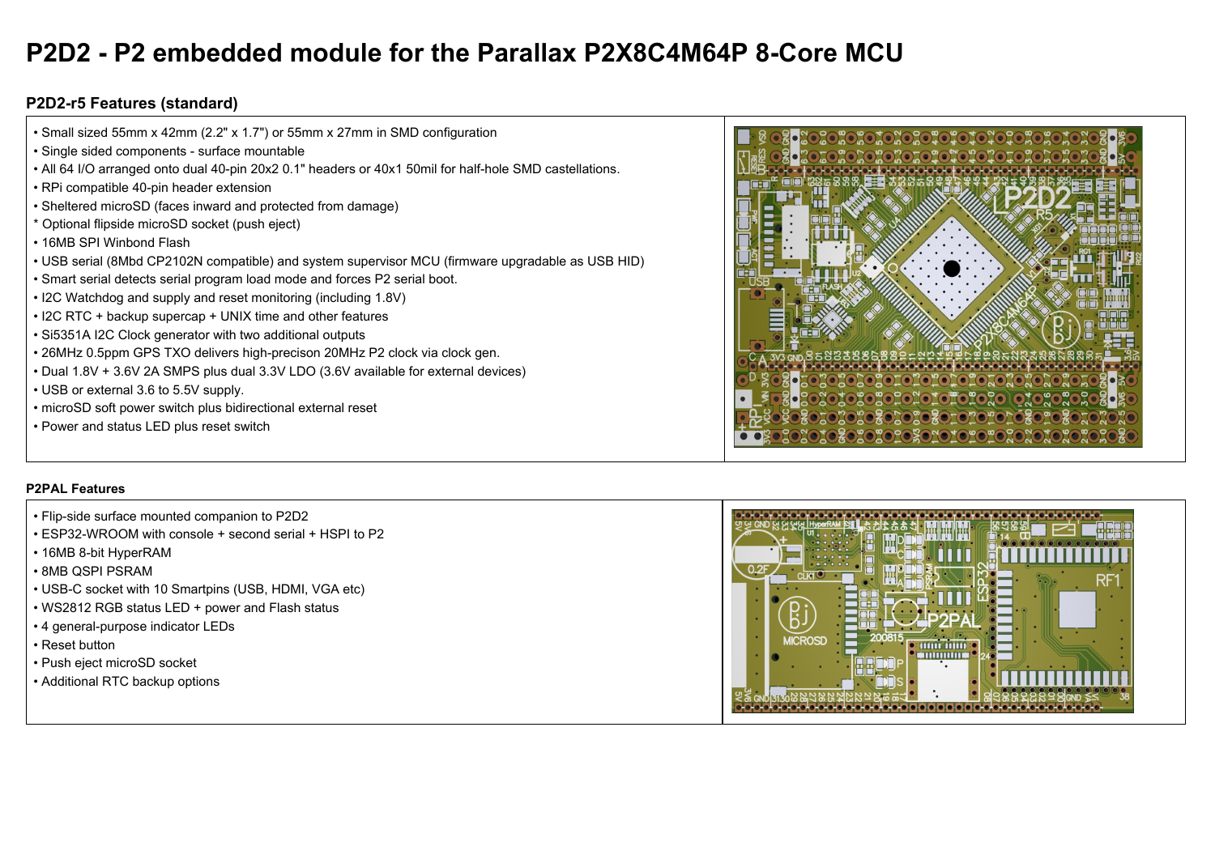# P2D2 - P2 embedded module for the Parallax P2X8C4M64P 8-Core MCU

### P2D2-r5 Features (standard)

- Small sized 55mm x 42mm (2.2" x 1.7") or 55mm x 27mm in SMD configuration
- Single sided components - surface mountable
- All 64 I/O arranged onto dual 40-pin 20x2 0.1" headers or 40x1 50mil for half-hole SMD castellations.
- RPi compatible 40-pin header extension
- Sheltered microSD (faces inward and protected from damage)

\* Optional flipside microSD socket (push eject)

- 16MB SPI Winbond Flash
- USB serial (8Mbd CP2102N compatible) and system supervisor MCU (firmware upgradable as USB HID)
- Smart serial detects serial program load mode and forces P2 serial boot.
- I2C Watchdog and supply and reset monitoring (including 1.8V)
- I2C RTC + backup supercap + UNIX time and other features
- Si5351A I2C Clock generator with two additional outputs
- 26MHz 0.5ppm GPS TXO delivers high-precison 20MHz P2 clock via clock gen.
- Dual 1.8V + 3.6V 2A SMPS plus dual 3.3V LDO (3.6V available for external devices)
- USB or external 3.6 to 5.5V supply.
- microSD soft power switch plus bidirectional external reset
- Power and status LED plus reset switch

### P2PAL Features

- Flip-side surface mounted companion to P2D2
- ESP32-WROOM with console + second serial + HSPI to P2
- 16MB 8-bit HyperRAM
- 8MB QSPI PSRAM
- USB-C socket with 10 Smartpins (USB, HDMI, VGA etc)
- WS2812 RGB status LED + power and Flash status
- 4 general-purpose indicator LEDs
- Reset button
- Push eject microSD socket
- Additional RTC backup options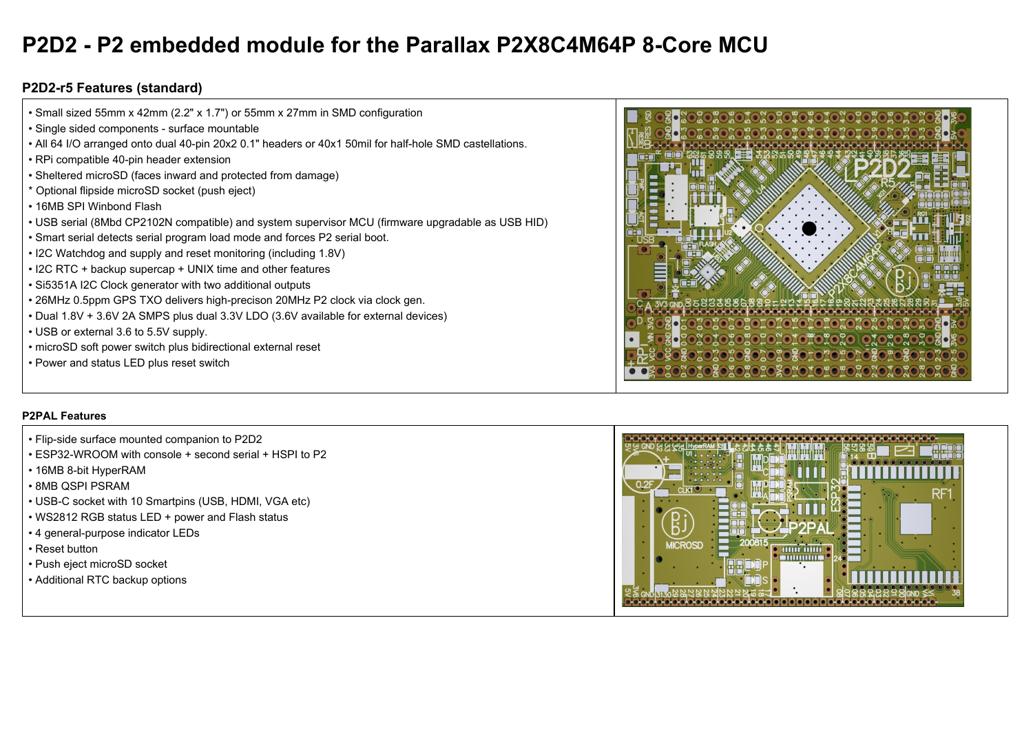# P2D2 - P2 embedded module for the Parallax P2X8C4M64P 8-Core MCU

### P2D2-r5 Features (standard)

- Small sized 55mm x 42mm (2.2" x 1.7") or 55mm x 27mm in SMD configuration
- Single sided components - surface mountable
- All 64 I/O arranged onto dual 40-pin 20x2 0.1" headers or 40x1 50mil for half-hole SMD castellations.
- RPi compatible 40-pin header extension
- Sheltered microSD (faces inward and protected from damage)

* Optional flipside microSD socket (push eject)

- 16MB SPI Winbond Flash
- USB serial (8Mbd CP2102N compatible) and system supervisor MCU (firmware upgradable as USB HID)
- Smart serial detects serial program load mode and forces P2 serial boot.
- I2C Watchdog and supply and reset monitoring (including 1.8V)
- I2C RTC + backup supercap + UNIX time and other features
- Si5351A I2C Clock generator with two additional outputs
- 26MHz 0.5ppm GPS TXO delivers high-precison 20MHz P2 clock via clock gen.
- Dual 1.8V + 3.6V 2A SMPS plus dual 3.3V LDO (3.6V available for external devices)
- USB or external 3.6 to 5.5V supply.
- microSD soft power switch plus bidirectional external reset
- Power and status LED plus reset switch

### P2PAL Features

- Flip-side surface mounted companion to P2D2
- ESP32-WROOM with console + second serial + HSPI to P2
- 16MB 8-bit HyperRAM
- 8MB QSPI PSRAM
- USB-C socket with 10 Smartpins (USB, HDMI, VGA etc)
- WS2812 RGB status LED + power and Flash status
- 4 general-purpose indicator LEDs
- Reset button
- Push eject microSD socket
- Additional RTC backup options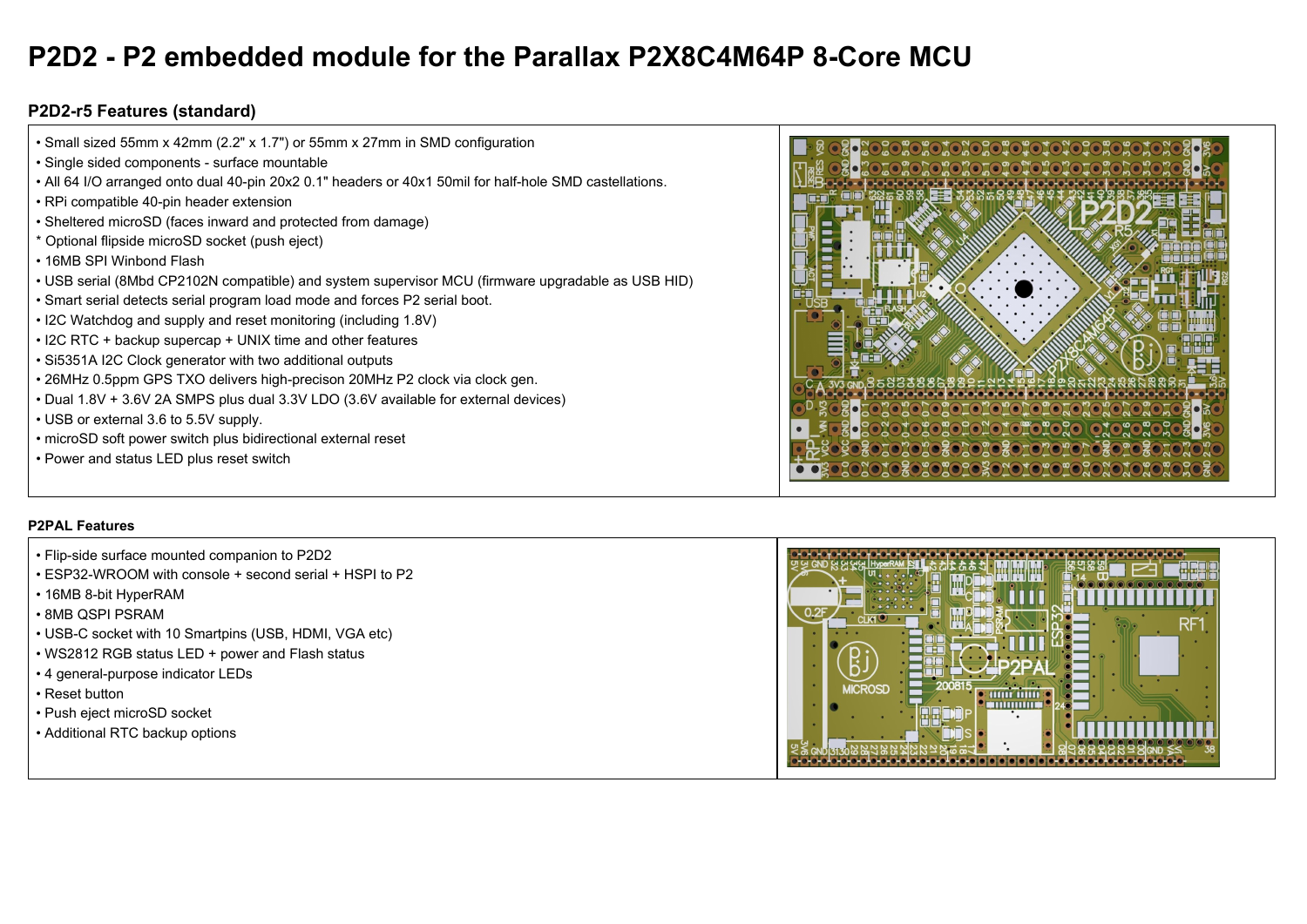# P2D2 - P2 embedded module for the Parallax P2X8C4M64P 8-Core MCU

### P2D2-r5 Features (standard)

- Small sized 55mm x 42mm (2.2" x 1.7") or 55mm x 27mm in SMD configuration
- Single sided components - surface mountable
- All 64 I/O arranged onto dual 40-pin 20x2 0.1" headers or 40x1 50mil for half-hole SMD castellations.
- RPi compatible 40-pin header extension
- Sheltered microSD (faces inward and protected from damage)

\* Optional flipside microSD socket (push eject)

- 16MB SPI Winbond Flash
- USB serial (8Mbd CP2102N compatible) and system supervisor MCU (firmware upgradable as USB HID)
- Smart serial detects serial program load mode and forces P2 serial boot.
- I2C Watchdog and supply and reset monitoring (including 1.8V)
- I2C RTC + backup supercap + UNIX time and other features
- Si5351A I2C Clock generator with two additional outputs
- 26MHz 0.5ppm GPS TXO delivers high-precison 20MHz P2 clock via clock gen.
- Dual 1.8V + 3.6V 2A SMPS plus dual 3.3V LDO (3.6V available for external devices)
- USB or external 3.6 to 5.5V supply.
- microSD soft power switch plus bidirectional external reset
- Power and status LED plus reset switch

### P2PAL Features

- Flip-side surface mounted companion to P2D2
- ESP32-WROOM with console + second serial + HSPI to P2
- 16MB 8-bit HyperRAM
- 8MB QSPI PSRAM
- USB-C socket with 10 Smartpins (USB, HDMI, VGA etc)
- WS2812 RGB status LED + power and Flash status
- 4 general-purpose indicator LEDs
- Reset button
- Push eject microSD socket
- Additional RTC backup options